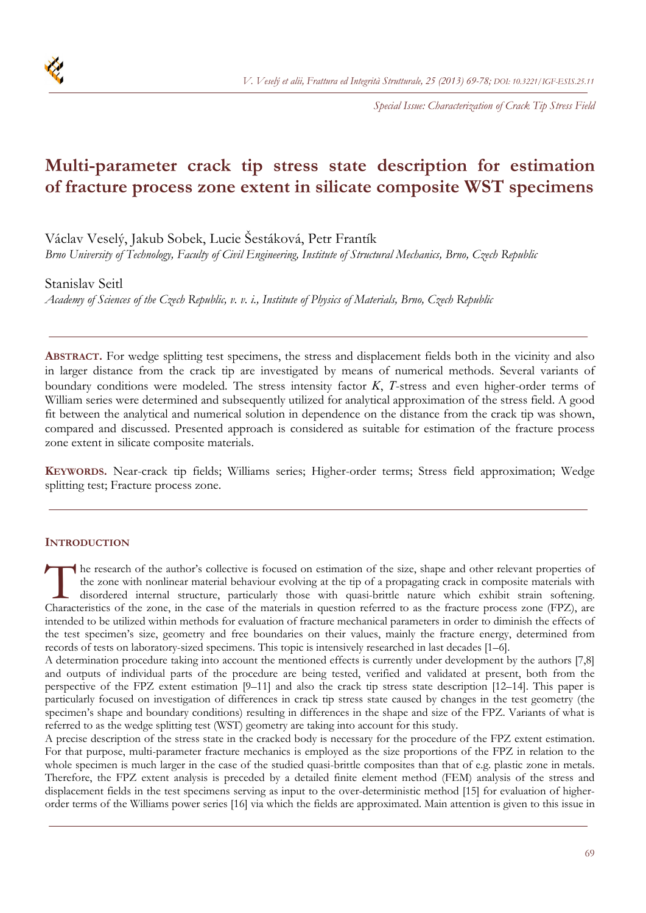# Multi-parameter crack tip stress state description for estimation of fracture process zone extent in silicate composite WST specimens

Václav Veselý, Jakub Sobek, Lucie Šestáková, Petr Frantík

*Brno University of Technology, Faculty of Civil Engineering, Institute of Structural Mechanics, Brno, Czech Republic*

Stanislav Seitl

*Academy of Sciences of the Czech Republic, v. v. i., Institute of Physics of Materials, Brno, Czech Republic*

---

**ABSTRACT.** For wedge splitting test specimens, the stress and displacement fields both in the vicinity and also in larger distance from the crack tip are investigated by means of numerical methods. Several variants of boundary conditions were modeled. The stress intensity factor $K$, $T$-stress and even higher-order terms of William series were determined and subsequently utilized for analytical approximation of the stress field. A good fit between the analytical and numerical solution in dependence on the distance from the crack tip was shown, compared and discussed. Presented approach is considered as suitable for estimation of the fracture process zone extent in silicate composite materials.

**KEYWORDS.** Near-crack tip fields; Williams series; Higher-order terms; Stress field approximation; Wedge splitting test; Fracture process zone.

---

## INTRODUCTION

The research of the author's collective is focused on estimation of the size, shape and other relevant properties of the zone with nonlinear material behaviour evolving at the tip of a propagating crack in composite materials with disordered internal structure, particularly those with quasi-brittle nature which exhibit strain softening. Characteristics of the zone, in the case of the materials in question referred to as the fracture process zone (FPZ), are intended to be utilized within methods for evaluation of fracture mechanical parameters in order to diminish the effects of the test specimen's size, geometry and free boundaries on their values, mainly the fracture energy, determined from records of tests on laboratory-sized specimens. This topic is intensively researched in last decades [1–6].

A determination procedure taking into account the mentioned effects is currently under development by the authors [7,8] and outputs of individual parts of the procedure are being tested, verified and validated at present, both from the perspective of the FPZ extent estimation [9–11] and also the crack tip stress state description [12–14]. This paper is particularly focused on investigation of differences in crack tip stress state caused by changes in the test geometry (the specimen's shape and boundary conditions) resulting in differences in the shape and size of the FPZ. Variants of what is referred to as the wedge splitting test (WST) geometry are taking into account for this study.

A precise description of the stress state in the cracked body is necessary for the procedure of the FPZ extent estimation. For that purpose, multi-parameter fracture mechanics is employed as the size proportions of the FPZ in relation to the whole specimen is much larger in the case of the studied quasi-brittle composites than that of e.g. plastic zone in metals. Therefore, the FPZ extent analysis is preceded by a detailed finite element method (FEM) analysis of the stress and displacement fields in the test specimens serving as input to the over-deterministic method [15] for evaluation of higher-order terms of the Williams power series [16] via which the fields are approximated. Main attention is given to this issue in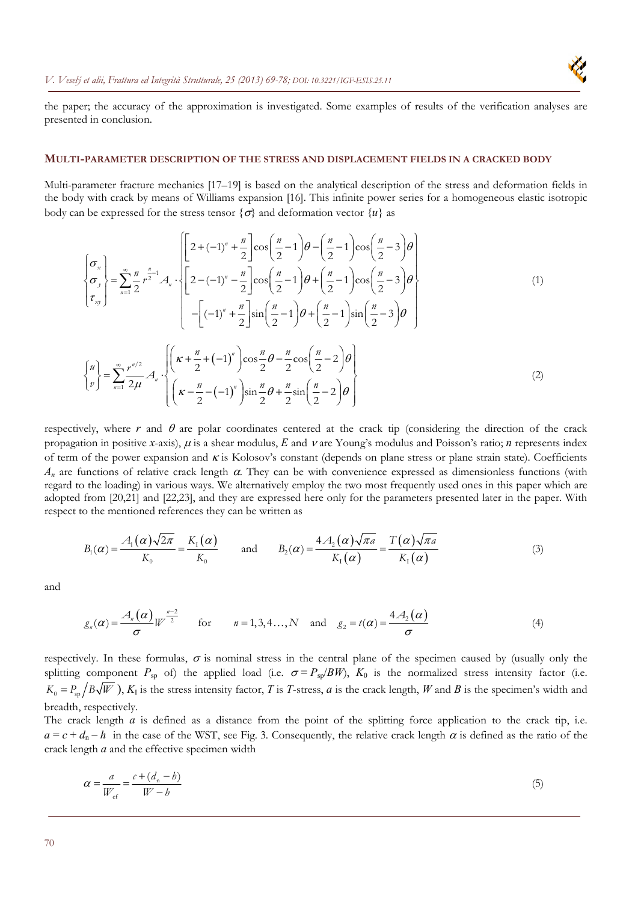the paper; the accuracy of the approximation is investigated. Some examples of results of the verification analyses are presented in conclusion.

## MULTI-PARAMETER DESCRIPTION OF THE STRESS AND DISPLACEMENT FIELDS IN A CRACKED BODY

Multi-parameter fracture mechanics [17–19] is based on the analytical description of the stress and deformation fields in the body with crack by means of Williams expansion [16]. This infinite power series for a homogeneous elastic isotropic body can be expressed for the stress tensor $\{\sigma\}$ and deformation vector $\{u\}$ as

$$\begin{Bmatrix} \sigma_x \\ \sigma_y \\ \tau_{xy} \end{Bmatrix} = \sum_{n=1}^{\infty} \frac{n}{2} r^{\frac{n}{2}-1} A_n \cdot \begin{Bmatrix} \left[2+(-1)^n+\frac{n}{2}\right]\cos\left(\frac{n}{2}-1\right)\theta-\left(\frac{n}{2}-1\right)\cos\left(\frac{n}{2}-3\right)\theta \\ \left[2-(-1)^n-\frac{n}{2}\right]\cos\left(\frac{n}{2}-1\right)\theta+\left(\frac{n}{2}-1\right)\cos\left(\frac{n}{2}-3\right)\theta \\ -\left[(-1)^n+\frac{n}{2}\right]\sin\left(\frac{n}{2}-1\right)\theta+\left(\frac{n}{2}-1\right)\sin\left(\frac{n}{2}-3\right)\theta \end{Bmatrix} \tag{1}$$

$$\begin{Bmatrix} u \\ v \end{Bmatrix} = \sum_{n=1}^{\infty} \frac{r^{n/2}}{2\mu} A_n \cdot \begin{Bmatrix} \left(\kappa+\frac{n}{2}+(-1)^n\right)\cos\frac{n}{2}\theta-\frac{n}{2}\cos\left(\frac{n}{2}-2\right)\theta \\ \left(\kappa-\frac{n}{2}-(-1)^n\right)\sin\frac{n}{2}\theta+\frac{n}{2}\sin\left(\frac{n}{2}-2\right)\theta \end{Bmatrix} \tag{2}$$

respectively, where $r$ and $\theta$ are polar coordinates centered at the crack tip (considering the direction of the crack propagation in positive $x$-axis), $\mu$ is a shear modulus, $E$ and $\nu$ are Young's modulus and Poisson's ratio; $n$ represents index of term of the power expansion and $\kappa$ is Kolosov's constant (depends on plane stress or plane strain state). Coefficients $A_n$ are functions of relative crack length $\alpha$. They can be with convenience expressed as dimensionless functions (with regard to the loading) in various ways. We alternatively employ the two most frequently used ones in this paper which are adopted from [20,21] and [22,23], and they are expressed here only for the parameters presented later in the paper. With respect to the mentioned references they can be written as

$$B_1(\alpha) = \frac{A_1(\alpha)\sqrt{2\pi}}{K_0} = \frac{K_1(\alpha)}{K_0} \qquad \text{and} \qquad B_2(\alpha) = \frac{4A_2(\alpha)\sqrt{\pi a}}{K_\text{I}(\alpha)} = \frac{T(\alpha)\sqrt{\pi a}}{K_\text{I}(\alpha)} \tag{3}$$

and

$$g_n(\alpha) = \frac{A_n(\alpha)}{\sigma} W^{\frac{n-2}{2}} \qquad \text{for} \qquad n = 1,3,4\ldots,N \quad \text{and} \quad g_2 = t(\alpha) = \frac{4A_2(\alpha)}{\sigma} \tag{4}$$

respectively. In these formulas, $\sigma$ is nominal stress in the central plane of the specimen caused by (usually only the splitting component $P_\text{sp}$ of) the applied load (i.e. $\sigma = P_\text{sp}/BW$), $K_0$ is the normalized stress intensity factor (i.e. $K_0 = P_\text{sp}/B\sqrt{W}$), $K_\text{I}$ is the stress intensity factor, $T$ is $T$-stress, $a$ is the crack length, $W$ and $B$ is the specimen's width and breadth, respectively.

The crack length $a$ is defined as a distance from the point of the splitting force application to the crack tip, i.e. $a = c + d_\text{n} - h$ in the case of the WST, see Fig. 3. Consequently, the relative crack length $\alpha$ is defined as the ratio of the crack length $a$ and the effective specimen width

$$\alpha = \frac{a}{W_\text{ef}} = \frac{c+(d_\text{n}-h)}{W-h} \tag{5}$$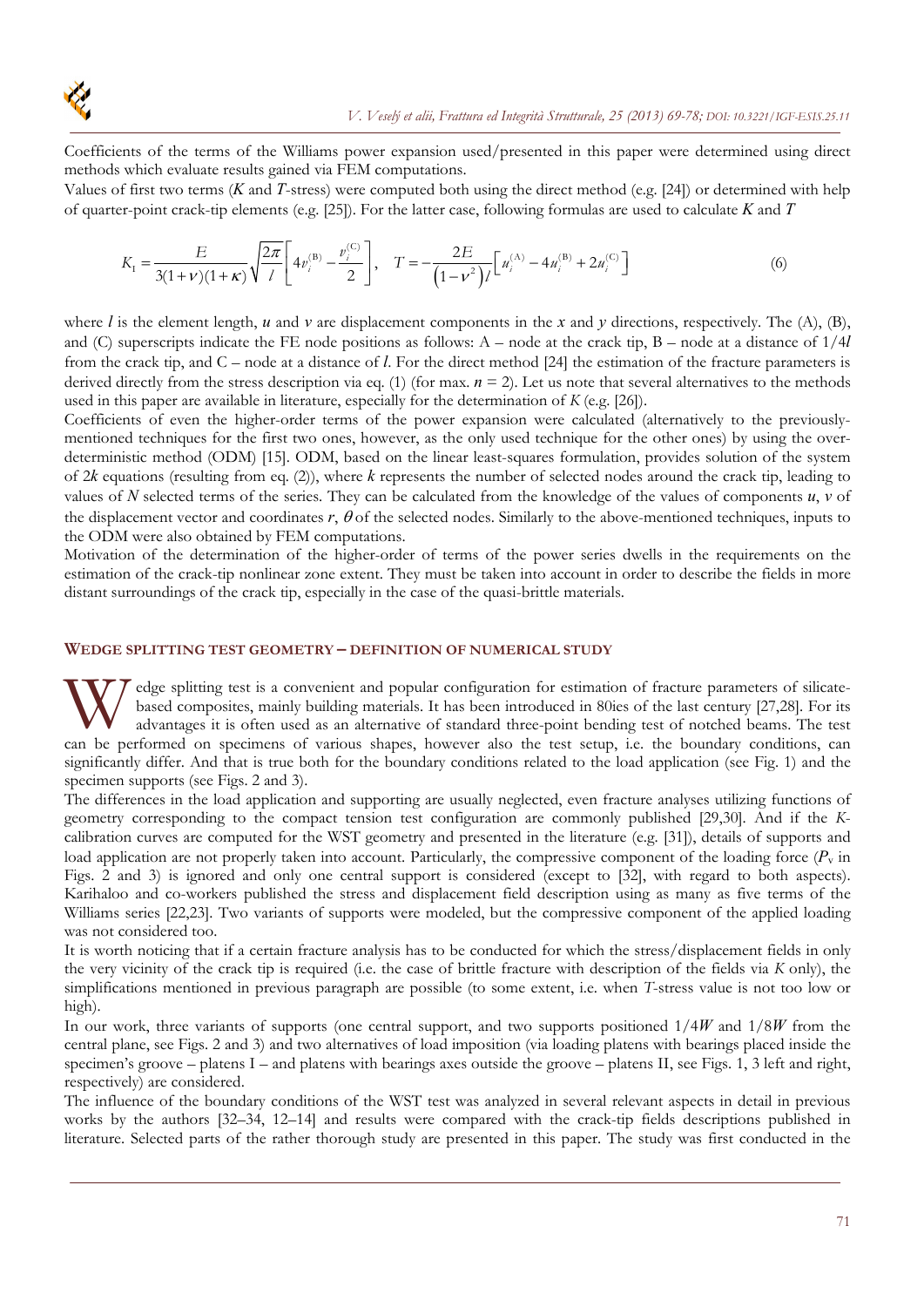Coefficients of the terms of the Williams power expansion used/presented in this paper were determined using direct methods which evaluate results gained via FEM computations.

Values of first two terms ($K$ and $T$-stress) were computed both using the direct method (e.g. [24]) or determined with help of quarter-point crack-tip elements (e.g. [25]). For the latter case, following formulas are used to calculate $K$ and $T$

$$K_{\mathrm{I}} = \frac{E}{3(1+\nu)(1+\kappa)}\sqrt{\frac{2\pi}{l}}\left[4v_i^{(\mathrm{B})} - \frac{v_i^{(\mathrm{C})}}{2}\right], \quad T = -\frac{2E}{\left(1-\nu^2\right)l}\left[u_i^{(\mathrm{A})} - 4u_i^{(\mathrm{B})} + 2u_i^{(\mathrm{C})}\right] \tag{6}$$

where $l$ is the element length, $u$ and $v$ are displacement components in the $x$ and $y$ directions, respectively. The (A), (B), and (C) superscripts indicate the FE node positions as follows: A – node at the crack tip, B – node at a distance of $1/4l$ from the crack tip, and C – node at a distance of $l$. For the direct method [24] the estimation of the fracture parameters is derived directly from the stress description via eq. (1) (for max. $n = 2$). Let us note that several alternatives to the methods used in this paper are available in literature, especially for the determination of $K$ (e.g. [26]).

Coefficients of even the higher-order terms of the power expansion were calculated (alternatively to the previously-mentioned techniques for the first two ones, however, as the only used technique for the other ones) by using the over-deterministic method (ODM) [15]. ODM, based on the linear least-squares formulation, provides solution of the system of $2k$ equations (resulting from eq. (2)), where $k$ represents the number of selected nodes around the crack tip, leading to values of $N$ selected terms of the series. They can be calculated from the knowledge of the values of components $u$, $v$ of the displacement vector and coordinates $r$, $\theta$ of the selected nodes. Similarly to the above-mentioned techniques, inputs to the ODM were also obtained by FEM computations.

Motivation of the determination of the higher-order of terms of the power series dwells in the requirements on the estimation of the crack-tip nonlinear zone extent. They must be taken into account in order to describe the fields in more distant surroundings of the crack tip, especially in the case of the quasi-brittle materials.

## WEDGE SPLITTING TEST GEOMETRY – DEFINITION OF NUMERICAL STUDY

Wedge splitting test is a convenient and popular configuration for estimation of fracture parameters of silicate-based composites, mainly building materials. It has been introduced in 80ies of the last century [27,28]. For its advantages it is often used as an alternative of standard three-point bending test of notched beams. The test can be performed on specimens of various shapes, however also the test setup, i.e. the boundary conditions, can significantly differ. And that is true both for the boundary conditions related to the load application (see Fig. 1) and the specimen supports (see Figs. 2 and 3).

The differences in the load application and supporting are usually neglected, even fracture analyses utilizing functions of geometry corresponding to the compact tension test configuration are commonly published [29,30]. And if the $K$-calibration curves are computed for the WST geometry and presented in the literature (e.g. [31]), details of supports and load application are not properly taken into account. Particularly, the compressive component of the loading force ($P_{\mathrm{v}}$ in Figs. 2 and 3) is ignored and only one central support is considered (except to [32], with regard to both aspects). Karihaloo and co-workers published the stress and displacement field description using as many as five terms of the Williams series [22,23]. Two variants of supports were modeled, but the compressive component of the applied loading was not considered too.

It is worth noticing that if a certain fracture analysis has to be conducted for which the stress/displacement fields in only the very vicinity of the crack tip is required (i.e. the case of brittle fracture with description of the fields via $K$ only), the simplifications mentioned in previous paragraph are possible (to some extent, i.e. when $T$-stress value is not too low or high).

In our work, three variants of supports (one central support, and two supports positioned $1/4W$ and $1/8W$ from the central plane, see Figs. 2 and 3) and two alternatives of load imposition (via loading platens with bearings placed inside the specimen's groove – platens I – and platens with bearings axes outside the groove – platens II, see Figs. 1, 3 left and right, respectively) are considered.

The influence of the boundary conditions of the WST test was analyzed in several relevant aspects in detail in previous works by the authors [32–34, 12–14] and results were compared with the crack-tip fields descriptions published in literature. Selected parts of the rather thorough study are presented in this paper. The study was first conducted in the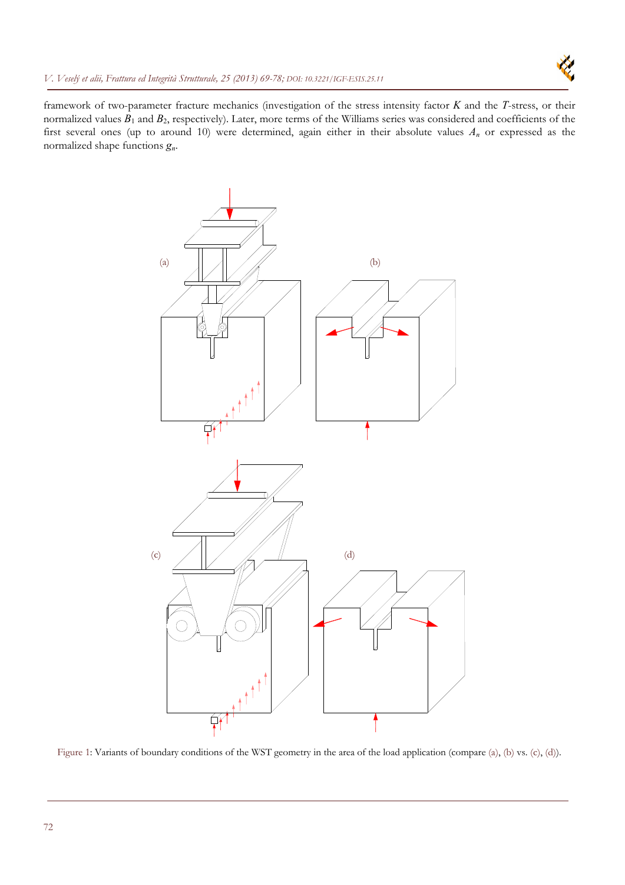framework of two-parameter fracture mechanics (investigation of the stress intensity factor $K$ and the $T$-stress, or their normalized values $B_1$ and $B_2$, respectively). Later, more terms of the Williams series was considered and coefficients of the first several ones (up to around 10) were determined, again either in their absolute values $A_n$ or expressed as the normalized shape functions $g_n$.

Figure 1: Variants of boundary conditions of the WST geometry in the area of the load application (compare (a), (b) vs. (c), (d)).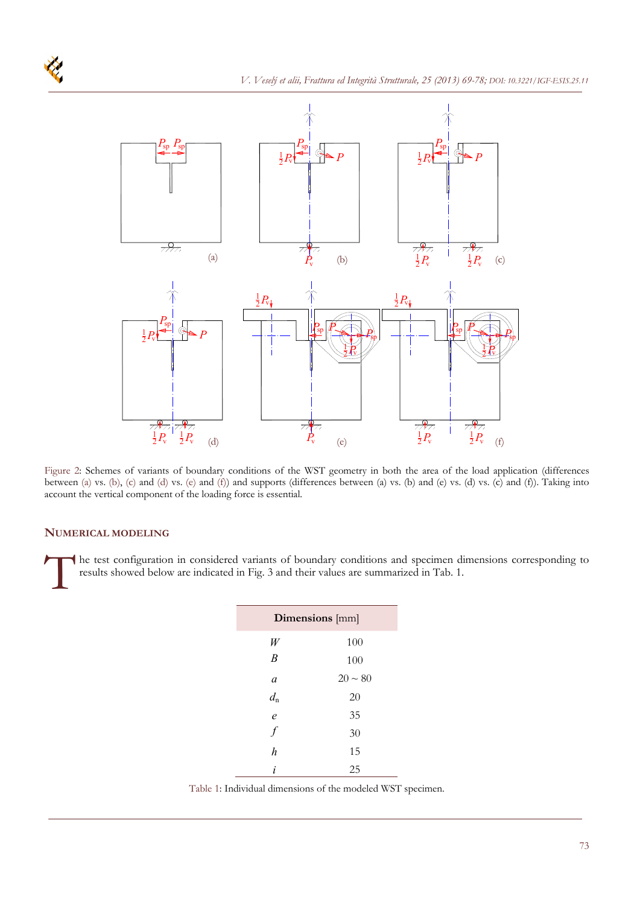Figure 2: Schemes of variants of boundary conditions of the WST geometry in both the area of the load application (differences between (a) vs. (b), (c) and (d) vs. (e) and (f)) and supports (differences between (a) vs. (b) and (e) vs. (d) vs. (c) and (f)). Taking into account the vertical component of the loading force is essential.

## NUMERICAL MODELING

The test configuration in considered variants of boundary conditions and specimen dimensions corresponding to results showed below are indicated in Fig. 3 and their values are summarized in Tab. 1.

| **Dimensions** [mm] | |
|---|---|
| $W$ | 100 |
| $B$ | 100 |
| $a$ | 20 ~ 80 |
| $d_n$ | 20 |
| $e$ | 35 |
| $f$ | 30 |
| $h$ | 15 |
| $i$ | 25 |

Table 1: Individual dimensions of the modeled WST specimen.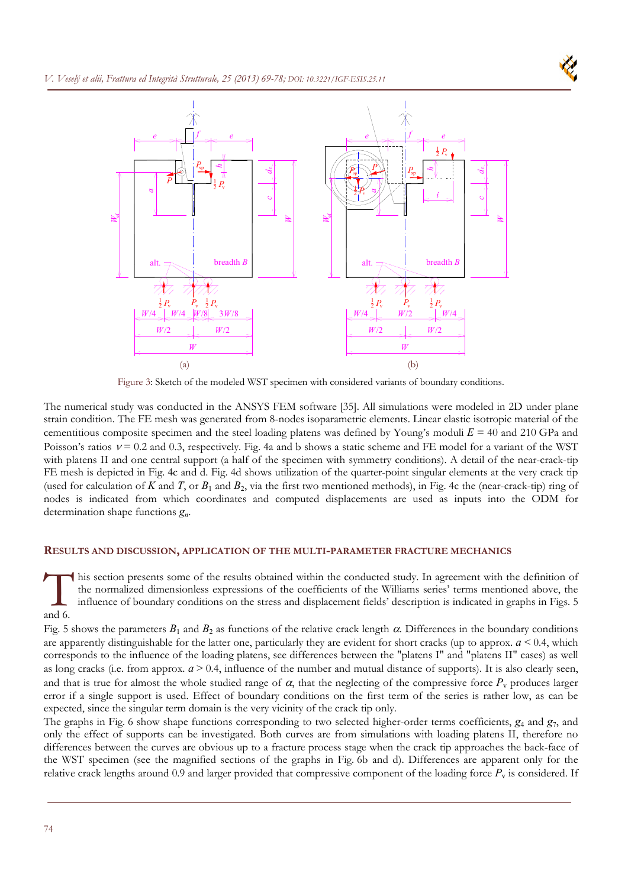Figure 3: Sketch of the modeled WST specimen with considered variants of boundary conditions.

The numerical study was conducted in the ANSYS FEM software [35]. All simulations were modeled in 2D under plane strain condition. The FE mesh was generated from 8-nodes isoparametric elements. Linear elastic isotropic material of the cementitious composite specimen and the steel loading platens was defined by Young's moduli $E$ = 40 and 210 GPa and Poisson's ratios $\nu$ = 0.2 and 0.3, respectively. Fig. 4a and b shows a static scheme and FE model for a variant of the WST with platens II and one central support (a half of the specimen with symmetry conditions). A detail of the near-crack-tip FE mesh is depicted in Fig. 4c and d. Fig. 4d shows utilization of the quarter-point singular elements at the very crack tip (used for calculation of $K$ and $T$, or $B_1$ and $B_2$, via the first two mentioned methods), in Fig. 4c the (near-crack-tip) ring of nodes is indicated from which coordinates and computed displacements are used as inputs into the ODM for determination shape functions $g_n$.

## Results and discussion, application of the multi-parameter fracture mechanics

This section presents some of the results obtained within the conducted study. In agreement with the definition of the normalized dimensionless expressions of the coefficients of the Williams series' terms mentioned above, the influence of boundary conditions on the stress and displacement fields' description is indicated in graphs in Figs. 5 and 6.

Fig. 5 shows the parameters $B_1$ and $B_2$ as functions of the relative crack length $\alpha$. Differences in the boundary conditions are apparently distinguishable for the latter one, particularly they are evident for short cracks (up to approx. $\alpha < 0.4$, which corresponds to the influence of the loading platens, see differences between the "platens I" and "platens II" cases) as well as long cracks (i.e. from approx. $\alpha > 0.4$, influence of the number and mutual distance of supports). It is also clearly seen, and that is true for almost the whole studied range of $\alpha$, that the neglecting of the compressive force $P_v$ produces larger error if a single support is used. Effect of boundary conditions on the first term of the series is rather low, as can be expected, since the singular term domain is the very vicinity of the crack tip only.

The graphs in Fig. 6 show shape functions corresponding to two selected higher-order terms coefficients, $g_4$ and $g_7$, and only the effect of supports can be investigated. Both curves are from simulations with loading platens II, therefore no differences between the curves are obvious up to a fracture process stage when the crack tip approaches the back-face of the WST specimen (see the magnified sections of the graphs in Fig. 6b and d). Differences are apparent only for the relative crack lengths around 0.9 and larger provided that compressive component of the loading force $P_v$ is considered. If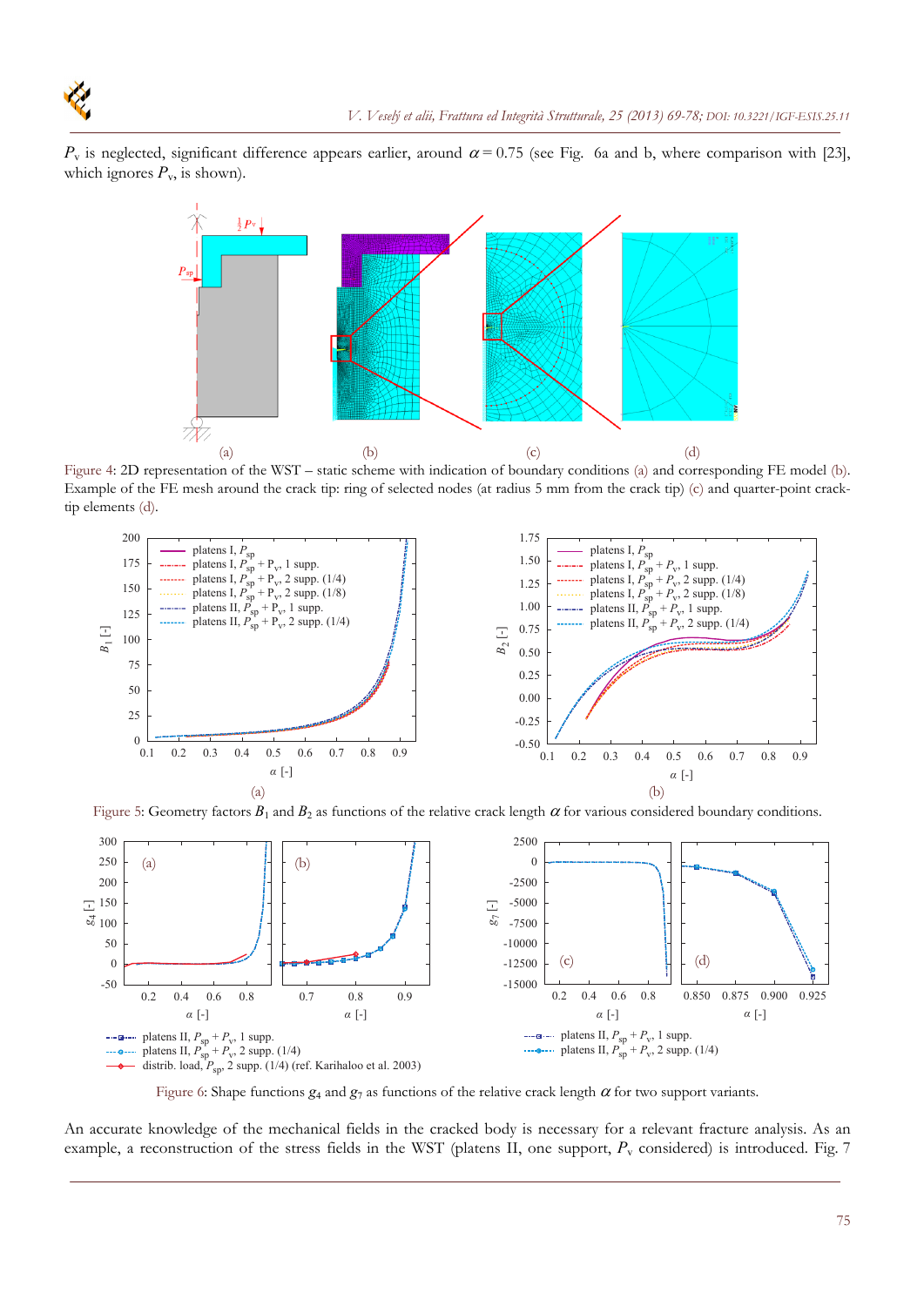$P_v$ is neglected, significant difference appears earlier, around $\alpha = 0.75$ (see Fig. 6a and b, where comparison with [23], which ignores $P_v$, is shown).

Figure 4: 2D representation of the WST – static scheme with indication of boundary conditions (a) and corresponding FE model (b). Example of the FE mesh around the crack tip: ring of selected nodes (at radius 5 mm from the crack tip) (c) and quarter-point crack-tip elements (d).

Figure 5: Geometry factors $B_1$ and $B_2$ as functions of the relative crack length $\alpha$ for various considered boundary conditions.

Figure 6: Shape functions $g_4$ and $g_7$ as functions of the relative crack length $\alpha$ for two support variants.

An accurate knowledge of the mechanical fields in the cracked body is necessary for a relevant fracture analysis. As an example, a reconstruction of the stress fields in the WST (platens II, one support, $P_v$ considered) is introduced. Fig. 7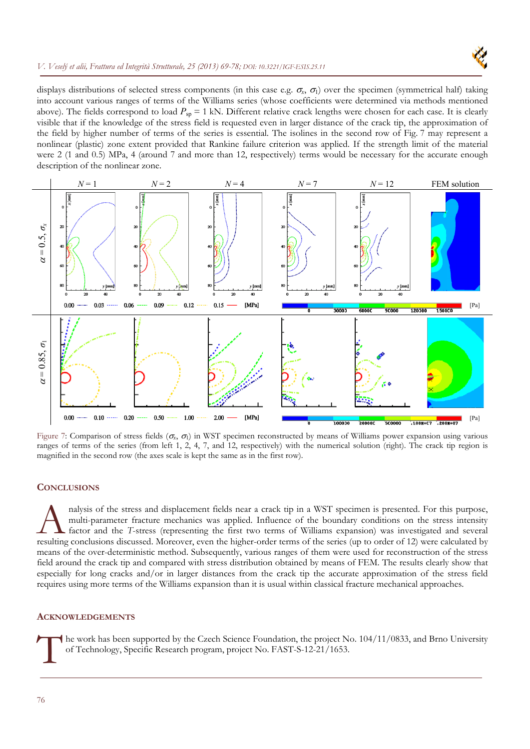displays distributions of selected stress components (in this case e.g. $\sigma_x$, $\sigma_1$) over the specimen (symmetrical half) taking into account various ranges of terms of the Williams series (whose coefficients were determined via methods mentioned above). The fields correspond to load $P_{sp}$ = 1 kN. Different relative crack lengths were chosen for each case. It is clearly visible that if the knowledge of the stress field is requested even in larger distance of the crack tip, the approximation of the field by higher number of terms of the series is essential. The isolines in the second row of Fig. 7 may represent a nonlinear (plastic) zone extent provided that Rankine failure criterion was applied. If the strength limit of the material were 2 (1 and 0.5) MPa, 4 (around 7 and more than 12, respectively) terms would be necessary for the accurate enough description of the nonlinear zone.

Figure 7: Comparison of stress fields ($\sigma_x$, $\sigma_1$) in WST specimen reconstructed by means of Williams power expansion using various ranges of terms of the series (from left 1, 2, 4, 7, and 12, respectively) with the numerical solution (right). The crack tip region is magnified in the second row (the axes scale is kept the same as in the first row).

## Conclusions

Analysis of the stress and displacement fields near a crack tip in a WST specimen is presented. For this purpose, multi-parameter fracture mechanics was applied. Influence of the boundary conditions on the stress intensity factor and the *T*-stress (representing the first two terms of Williams expansion) was investigated and several resulting conclusions discussed. Moreover, even the higher-order terms of the series (up to order of 12) were calculated by means of the over-deterministic method. Subsequently, various ranges of them were used for reconstruction of the stress field around the crack tip and compared with stress distribution obtained by means of FEM. The results clearly show that especially for long cracks and/or in larger distances from the crack tip the accurate approximation of the stress field requires using more terms of the Williams expansion than it is usual within classical fracture mechanical approaches.

## Acknowledgements

The work has been supported by the Czech Science Foundation, the project No. 104/11/0833, and Brno University of Technology, Specific Research program, project No. FAST-S-12-21/1653.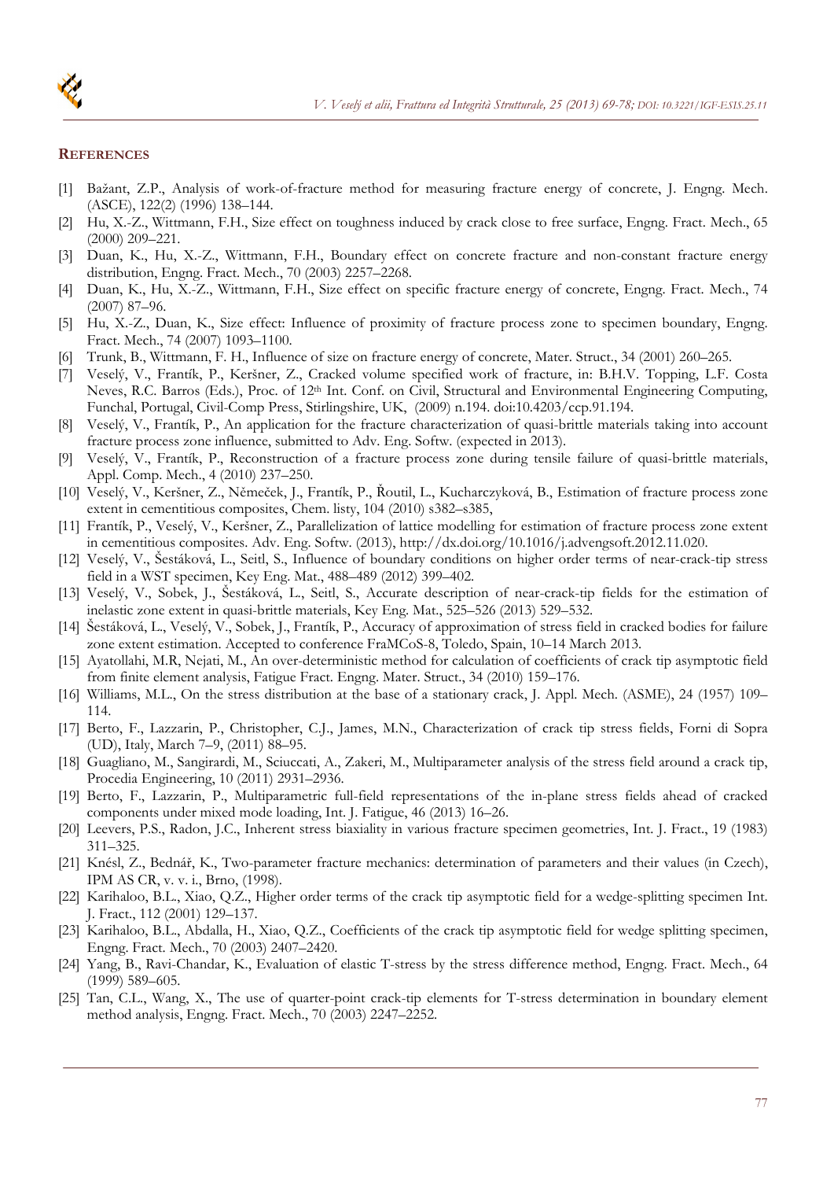## REFERENCES

[1] Bažant, Z.P., Analysis of work-of-fracture method for measuring fracture energy of concrete, J. Engng. Mech. (ASCE), 122(2) (1996) 138–144.

[2] Hu, X.-Z., Wittmann, F.H., Size effect on toughness induced by crack close to free surface, Engng. Fract. Mech., 65 (2000) 209–221.

[3] Duan, K., Hu, X.-Z., Wittmann, F.H., Boundary effect on concrete fracture and non-constant fracture energy distribution, Engng. Fract. Mech., 70 (2003) 2257–2268.

[4] Duan, K., Hu, X.-Z., Wittmann, F.H., Size effect on specific fracture energy of concrete, Engng. Fract. Mech., 74 (2007) 87–96.

[5] Hu, X.-Z., Duan, K., Size effect: Influence of proximity of fracture process zone to specimen boundary, Engng. Fract. Mech., 74 (2007) 1093–1100.

[6] Trunk, B., Wittmann, F. H., Influence of size on fracture energy of concrete, Mater. Struct., 34 (2001) 260–265.

[7] Veselý, V., Frantík, P., Keršner, Z., Cracked volume specified work of fracture, in: B.H.V. Topping, L.F. Costa Neves, R.C. Barros (Eds.), Proc. of 12th Int. Conf. on Civil, Structural and Environmental Engineering Computing, Funchal, Portugal, Civil-Comp Press, Stirlingshire, UK, (2009) n.194. doi:10.4203/ccp.91.194.

[8] Veselý, V., Frantík, P., An application for the fracture characterization of quasi-brittle materials taking into account fracture process zone influence, submitted to Adv. Eng. Softw. (expected in 2013).

[9] Veselý, V., Frantík, P., Reconstruction of a fracture process zone during tensile failure of quasi-brittle materials, Appl. Comp. Mech., 4 (2010) 237–250.

[10] Veselý, V., Keršner, Z., Němeček, J., Frantík, P., Řoutil, L., Kucharczyková, B., Estimation of fracture process zone extent in cementitious composites, Chem. listy, 104 (2010) s382–s385,

[11] Frantík, P., Veselý, V., Keršner, Z., Parallelization of lattice modelling for estimation of fracture process zone extent in cementitious composites. Adv. Eng. Softw. (2013), http://dx.doi.org/10.1016/j.advengsoft.2012.11.020.

[12] Veselý, V., Šestáková, L., Seitl, S., Influence of boundary conditions on higher order terms of near-crack-tip stress field in a WST specimen, Key Eng. Mat., 488–489 (2012) 399–402.

[13] Veselý, V., Sobek, J., Šestáková, L., Seitl, S., Accurate description of near-crack-tip fields for the estimation of inelastic zone extent in quasi-brittle materials, Key Eng. Mat., 525–526 (2013) 529–532.

[14] Šestáková, L., Veselý, V., Sobek, J., Frantík, P., Accuracy of approximation of stress field in cracked bodies for failure zone extent estimation. Accepted to conference FraMCoS-8, Toledo, Spain, 10–14 March 2013.

[15] Ayatollahi, M.R, Nejati, M., An over-deterministic method for calculation of coefficients of crack tip asymptotic field from finite element analysis, Fatigue Fract. Engng. Mater. Struct., 34 (2010) 159–176.

[16] Williams, M.L., On the stress distribution at the base of a stationary crack, J. Appl. Mech. (ASME), 24 (1957) 109–114.

[17] Berto, F., Lazzarin, P., Christopher, C.J., James, M.N., Characterization of crack tip stress fields, Forni di Sopra (UD), Italy, March 7–9, (2011) 88–95.

[18] Guagliano, M., Sangirardi, M., Sciuccati, A., Zakeri, M., Multiparameter analysis of the stress field around a crack tip, Procedia Engineering, 10 (2011) 2931–2936.

[19] Berto, F., Lazzarin, P., Multiparametric full-field representations of the in-plane stress fields ahead of cracked components under mixed mode loading, Int. J. Fatigue, 46 (2013) 16–26.

[20] Leevers, P.S., Radon, J.C., Inherent stress biaxiality in various fracture specimen geometries, Int. J. Fract., 19 (1983) 311–325.

[21] Knésl, Z., Bednář, K., Two-parameter fracture mechanics: determination of parameters and their values (in Czech), IPM AS CR, v. v. i., Brno, (1998).

[22] Karihaloo, B.L., Xiao, Q.Z., Higher order terms of the crack tip asymptotic field for a wedge-splitting specimen Int. J. Fract., 112 (2001) 129–137.

[23] Karihaloo, B.L., Abdalla, H., Xiao, Q.Z., Coefficients of the crack tip asymptotic field for wedge splitting specimen, Engng. Fract. Mech., 70 (2003) 2407–2420.

[24] Yang, B., Ravi-Chandar, K., Evaluation of elastic T-stress by the stress difference method, Engng. Fract. Mech., 64 (1999) 589–605.

[25] Tan, C.L., Wang, X., The use of quarter-point crack-tip elements for T-stress determination in boundary element method analysis, Engng. Fract. Mech., 70 (2003) 2247–2252.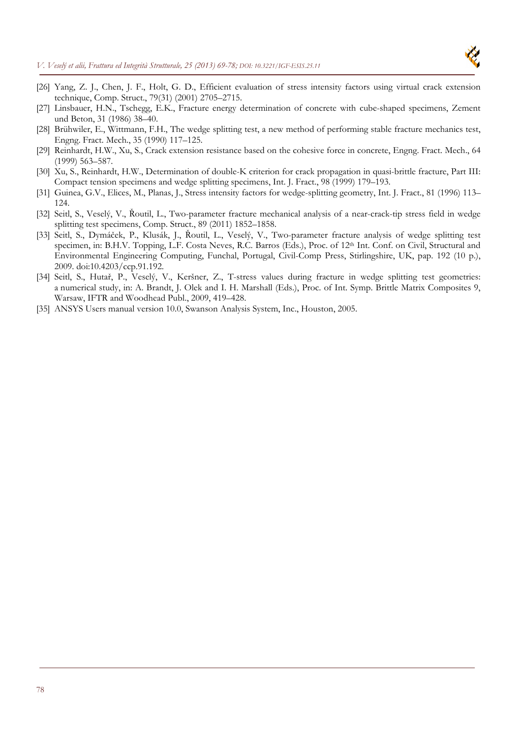[26] Yang, Z. J., Chen, J. F., Holt, G. D., Efficient evaluation of stress intensity factors using virtual crack extension technique, Comp. Struct., 79(31) (2001) 2705–2715.

[27] Linsbauer, H.N., Tschegg, E.K., Fracture energy determination of concrete with cube-shaped specimens, Zement und Beton, 31 (1986) 38–40.

[28] Brühwiler, E., Wittmann, F.H., The wedge splitting test, a new method of performing stable fracture mechanics test, Engng. Fract. Mech., 35 (1990) 117–125.

[29] Reinhardt, H.W., Xu, S., Crack extension resistance based on the cohesive force in concrete, Engng. Fract. Mech., 64 (1999) 563–587.

[30] Xu, S., Reinhardt, H.W., Determination of double-K criterion for crack propagation in quasi-brittle fracture, Part III: Compact tension specimens and wedge splitting specimens, Int. J. Fract., 98 (1999) 179–193.

[31] Guinea, G.V., Elices, M., Planas, J., Stress intensity factors for wedge-splitting geometry, Int. J. Fract., 81 (1996) 113–124.

[32] Seitl, S., Veselý, V., Řoutil, L., Two-parameter fracture mechanical analysis of a near-crack-tip stress field in wedge splitting test specimens, Comp. Struct., 89 (2011) 1852–1858.

[33] Seitl, S., Dymáček, P., Klusák, J., Řoutil, L., Veselý, V., Two-parameter fracture analysis of wedge splitting test specimen, in: B.H.V. Topping, L.F. Costa Neves, R.C. Barros (Eds.), Proc. of 12th Int. Conf. on Civil, Structural and Environmental Engineering Computing, Funchal, Portugal, Civil-Comp Press, Stirlingshire, UK, pap. 192 (10 p.), 2009. doi:10.4203/ccp.91.192.

[34] Seitl, S., Hutař, P., Veselý, V., Keršner, Z., T-stress values during fracture in wedge splitting test geometries: a numerical study, in: A. Brandt, J. Olek and I. H. Marshall (Eds.), Proc. of Int. Symp. Brittle Matrix Composites 9, Warsaw, IFTR and Woodhead Publ., 2009, 419–428.

[35] ANSYS Users manual version 10.0, Swanson Analysis System, Inc., Houston, 2005.